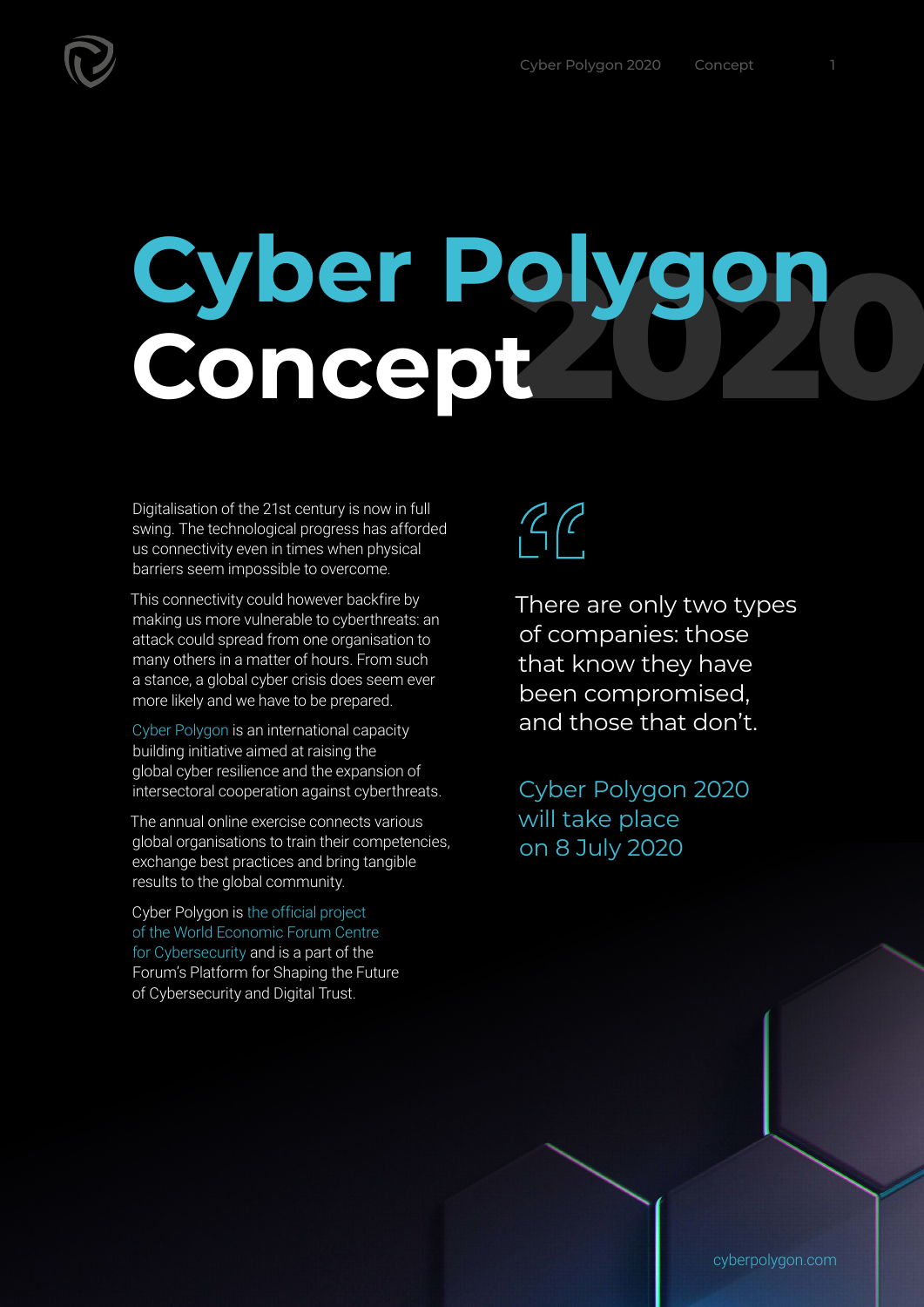# Cyber Polygon 2020 Concept

Digitalisation of the 21st century is now in full swing. The technological progress has afforded us connectivity even in times when physical barriers seem impossible to overcome.

This connectivity could however backfire by making us more vulnerable to cyberthreats: an attack could spread from one organisation to many others in a matter of hours. From such a stance, a global cyber crisis does seem ever more likely and we have to be prepared.

Cyber Polygon is an international capacity building initiative aimed at raising the global cyber resilience and the expansion of intersectoral cooperation against cyberthreats.

The annual online exercise connects various global organisations to train their competencies, exchange best practices and bring tangible results to the global community.

Cyber Polygon is the official project of the World Economic Forum Centre for Cybersecurity and is a part of the Forum's Platform for Shaping the Future of Cybersecurity and Digital Trust.

> There are only two types of companies: those that know they have been compromised, and those that don't.

Cyber Polygon 2020 will take place on 8 July 2020

cyberpolygon.com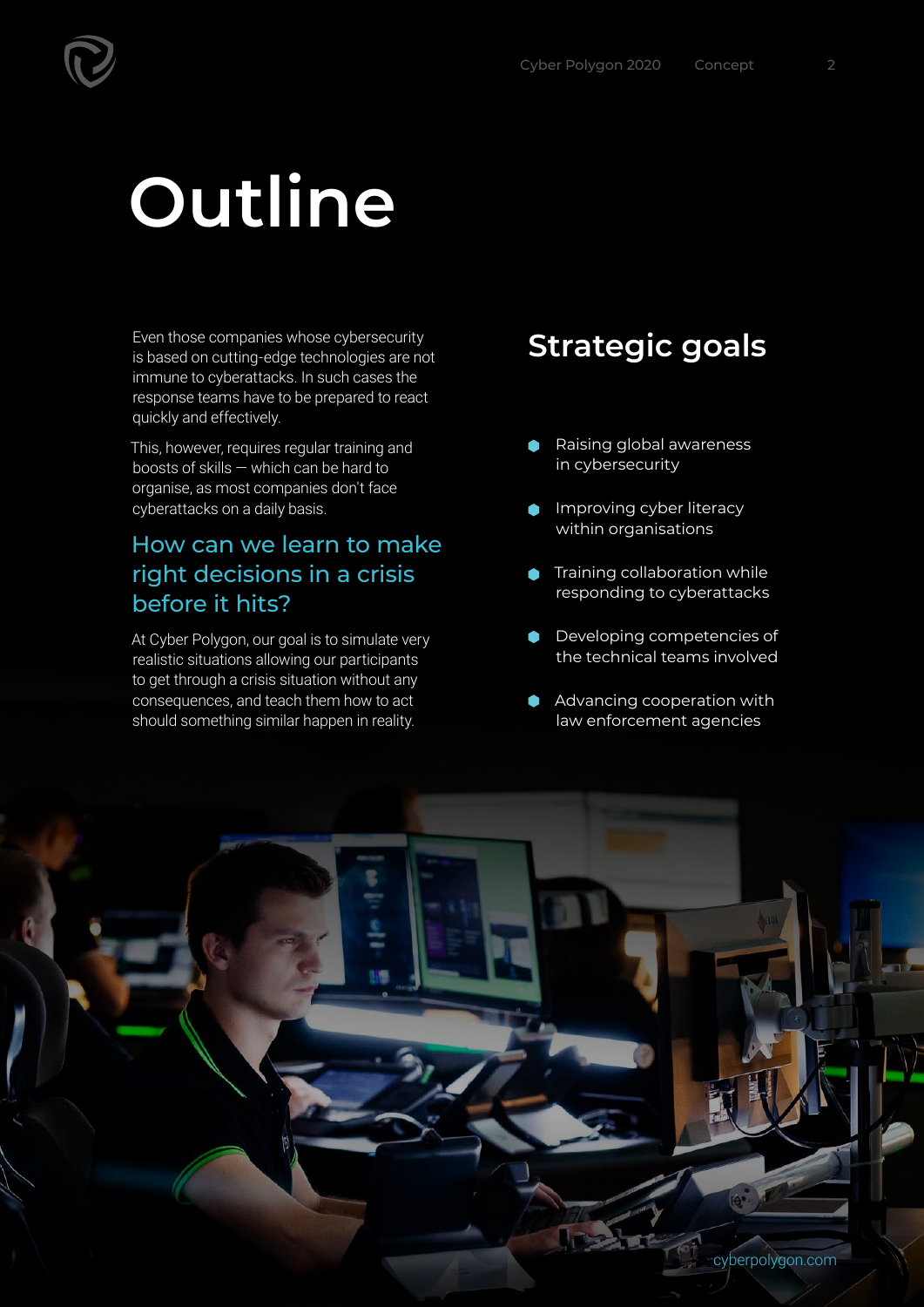# Outline

Even those companies whose cybersecurity is based on cutting-edge technologies are not immune to cyberattacks. In such cases the response teams have to be prepared to react quickly and effectively.

This, however, requires regular training and boosts of skills — which can be hard to organise, as most companies don't face cyberattacks on a daily basis.

### How can we learn to make right decisions in a crisis before it hits?

At Cyber Polygon, our goal is to simulate very realistic situations allowing our participants to get through a crisis situation without any consequences, and teach them how to act should something similar happen in reality.

## Strategic goals

- Raising global awareness in cybersecurity
- Improving cyber literacy within organisations
- Training collaboration while responding to cyberattacks
- Developing competencies of the technical teams involved
- Advancing cooperation with law enforcement agencies

cyberpolygon.com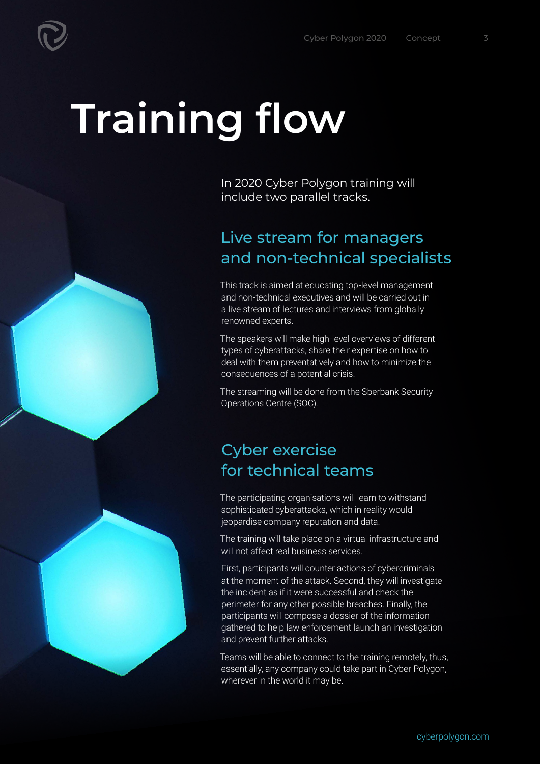# Training flow

In 2020 Cyber Polygon training will include two parallel tracks.

## Live stream for managers and non-technical specialists

This track is aimed at educating top-level management and non-technical executives and will be carried out in a live stream of lectures and interviews from globally renowned experts.

The speakers will make high-level overviews of different types of cyberattacks, share their expertise on how to deal with them preventatively and how to minimize the consequences of a potential crisis.

The streaming will be done from the Sberbank Security Operations Centre (SOC).

## Cyber exercise for technical teams

The participating organisations will learn to withstand sophisticated cyberattacks, which in reality would jeopardise company reputation and data.

The training will take place on a virtual infrastructure and will not affect real business services.

First, participants will counter actions of cybercriminals at the moment of the attack. Second, they will investigate the incident as if it were successful and check the perimeter for any other possible breaches. Finally, the participants will compose a dossier of the information gathered to help law enforcement launch an investigation and prevent further attacks.

Teams will be able to connect to the training remotely, thus, essentially, any company could take part in Cyber Polygon, wherever in the world it may be.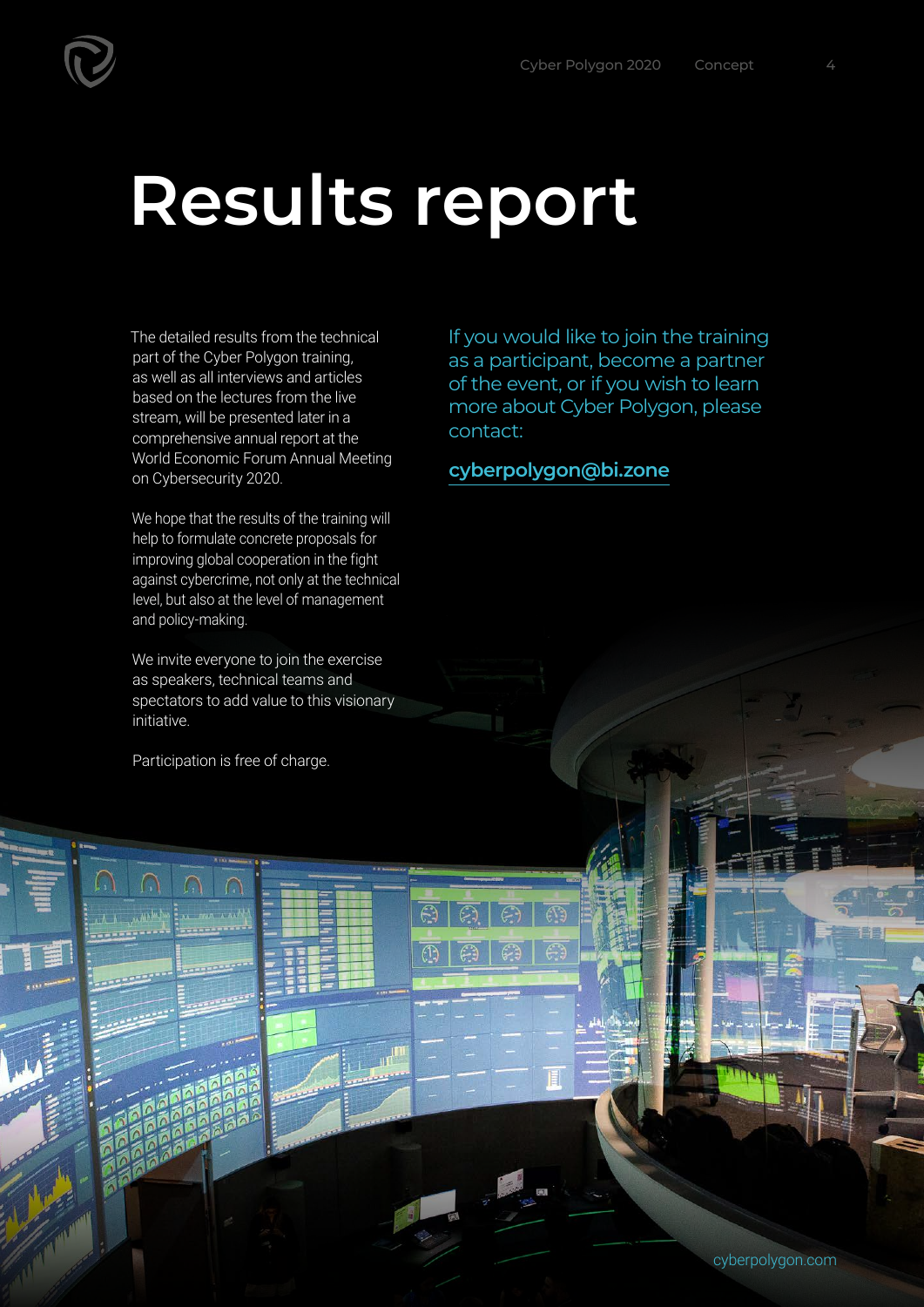# Results report

The detailed results from the technical part of the Cyber Polygon training, as well as all interviews and articles based on the lectures from the live stream, will be presented later in a comprehensive annual report at the World Economic Forum Annual Meeting on Cybersecurity 2020.

We hope that the results of the training will help to formulate concrete proposals for improving global cooperation in the fight against cybercrime, not only at the technical level, but also at the level of management and policy-making.

We invite everyone to join the exercise as speakers, technical teams and spectators to add value to this visionary initiative.

Participation is free of charge.

If you would like to join the training as a participant, become a partner of the event, or if you wish to learn more about Cyber Polygon, please contact:

**cyberpolygon@bi.zone**

cyberpolygon.com